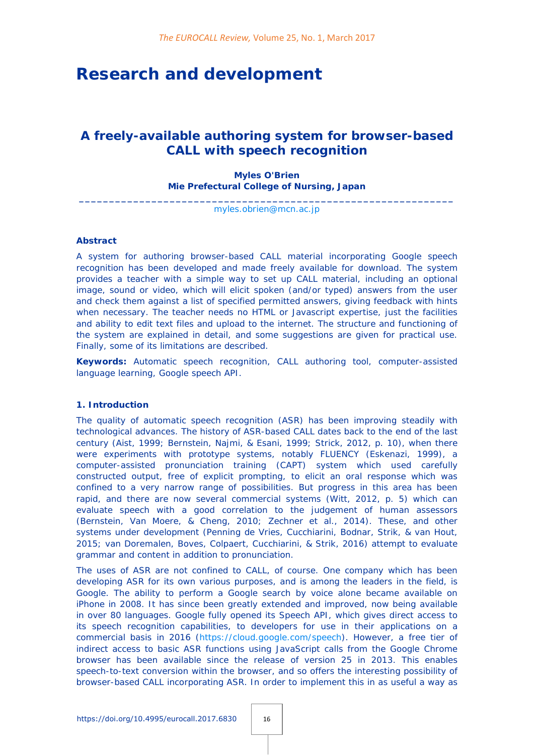# Research and development

## A freely-available authoring system for browser-based CALL with speech recognition

**Myles O'Brien**
**Mie Prefectural College of Nursing, Japan**

myles.obrien@mcn.ac.jp

### Abstract

A system for authoring browser-based CALL material incorporating Google speech recognition has been developed and made freely available for download. The system provides a teacher with a simple way to set up CALL material, including an optional image, sound or video, which will elicit spoken (and/or typed) answers from the user and check them against a list of specified permitted answers, giving feedback with hints when necessary. The teacher needs no HTML or Javascript expertise, just the facilities and ability to edit text files and upload to the internet. The structure and functioning of the system are explained in detail, and some suggestions are given for practical use. Finally, some of its limitations are described.

**Keywords:** Automatic speech recognition, CALL authoring tool, computer-assisted language learning, Google speech API.

### 1. Introduction

The quality of automatic speech recognition (ASR) has been improving steadily with technological advances. The history of ASR-based CALL dates back to the end of the last century (Aist, 1999; Bernstein, Najmi, & Esani, 1999; Strick, 2012, p. 10), when there were experiments with prototype systems, notably FLUENCY (Eskenazi, 1999), a computer-assisted pronunciation training (CAPT) system which used carefully constructed output, free of explicit prompting, to elicit an oral response which was confined to a very narrow range of possibilities. But progress in this area has been rapid, and there are now several commercial systems (Witt, 2012, p. 5) which can evaluate speech with a good correlation to the judgement of human assessors (Bernstein, Van Moere, & Cheng, 2010; Zechner et al., 2014). These, and other systems under development (Penning de Vries, Cucchiarini, Bodnar, Strik, & van Hout, 2015; van Doremalen, Boves, Colpaert, Cucchiarini, & Strik, 2016) attempt to evaluate grammar and content in addition to pronunciation.

The uses of ASR are not confined to CALL, of course. One company which has been developing ASR for its own various purposes, and is among the leaders in the field, is Google. The ability to perform a Google search by voice alone became available on iPhone in 2008. It has since been greatly extended and improved, now being available in over 80 languages. Google fully opened its Speech API, which gives direct access to its speech recognition capabilities, to developers for use in their applications on a commercial basis in 2016 (https://cloud.google.com/speech). However, a free tier of indirect access to basic ASR functions using JavaScript calls from the Google Chrome browser has been available since the release of version 25 in 2013. This enables speech-to-text conversion within the browser, and so offers the interesting possibility of browser-based CALL incorporating ASR. In order to implement this in as useful a way as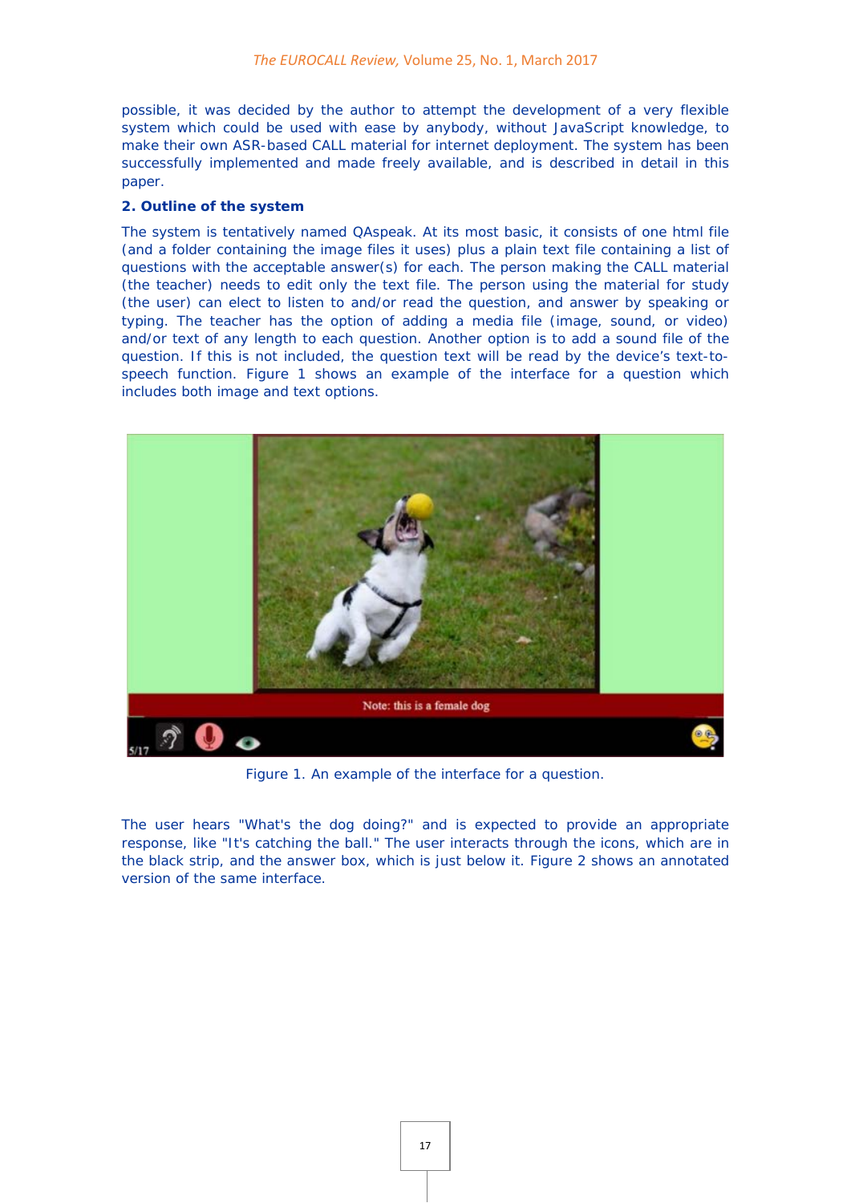possible, it was decided by the author to attempt the development of a very flexible system which could be used with ease by anybody, without JavaScript knowledge, to make their own ASR-based CALL material for internet deployment. The system has been successfully implemented and made freely available, and is described in detail in this paper.

## 2. Outline of the system

The system is tentatively named QAspeak. At its most basic, it consists of one html file (and a folder containing the image files it uses) plus a plain text file containing a list of questions with the acceptable answer(s) for each. The person making the CALL material (the teacher) needs to edit only the text file. The person using the material for study (the user) can elect to listen to and/or read the question, and answer by speaking or typing. The teacher has the option of adding a media file (image, sound, or video) and/or text of any length to each question. Another option is to add a sound file of the question. If this is not included, the question text will be read by the device's text-to-speech function. Figure 1 shows an example of the interface for a question which includes both image and text options.

Figure 1. An example of the interface for a question.

The user hears "What's the dog doing?" and is expected to provide an appropriate response, like "It's catching the ball." The user interacts through the icons, which are in the black strip, and the answer box, which is just below it. Figure 2 shows an annotated version of the same interface.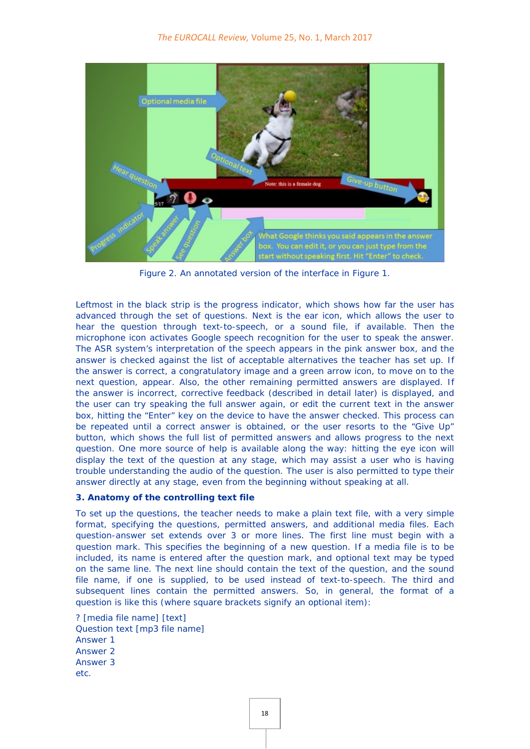Figure 2. An annotated version of the interface in Figure 1.

Leftmost in the black strip is the progress indicator, which shows how far the user has advanced through the set of questions. Next is the ear icon, which allows the user to hear the question through text-to-speech, or a sound file, if available. Then the microphone icon activates Google speech recognition for the user to speak the answer. The ASR system's interpretation of the speech appears in the pink answer box, and the answer is checked against the list of acceptable alternatives the teacher has set up. If the answer is correct, a congratulatory image and a green arrow icon, to move on to the next question, appear. Also, the other remaining permitted answers are displayed. If the answer is incorrect, corrective feedback (described in detail later) is displayed, and the user can try speaking the full answer again, or edit the current text in the answer box, hitting the "Enter" key on the device to have the answer checked. This process can be repeated until a correct answer is obtained, or the user resorts to the "Give Up" button, which shows the full list of permitted answers and allows progress to the next question. One more source of help is available along the way: hitting the eye icon will display the text of the question at any stage, which may assist a user who is having trouble understanding the audio of the question. The user is also permitted to type their answer directly at any stage, even from the beginning without speaking at all.

### 3. Anatomy of the controlling text file

To set up the questions, the teacher needs to make a plain text file, with a very simple format, specifying the questions, permitted answers, and additional media files. Each question-answer set extends over 3 or more lines. The first line must begin with a question mark. This specifies the beginning of a new question. If a media file is to be included, its name is entered after the question mark, and optional text may be typed on the same line. The next line should contain the text of the question, and the sound file name, if one is supplied, to be used instead of text-to-speech. The third and subsequent lines contain the permitted answers. So, in general, the format of a question is like this (where square brackets signify an optional item):

```
? [media file name] [text]
Question text [mp3 file name]
Answer 1
Answer 2
Answer 3
etc.
```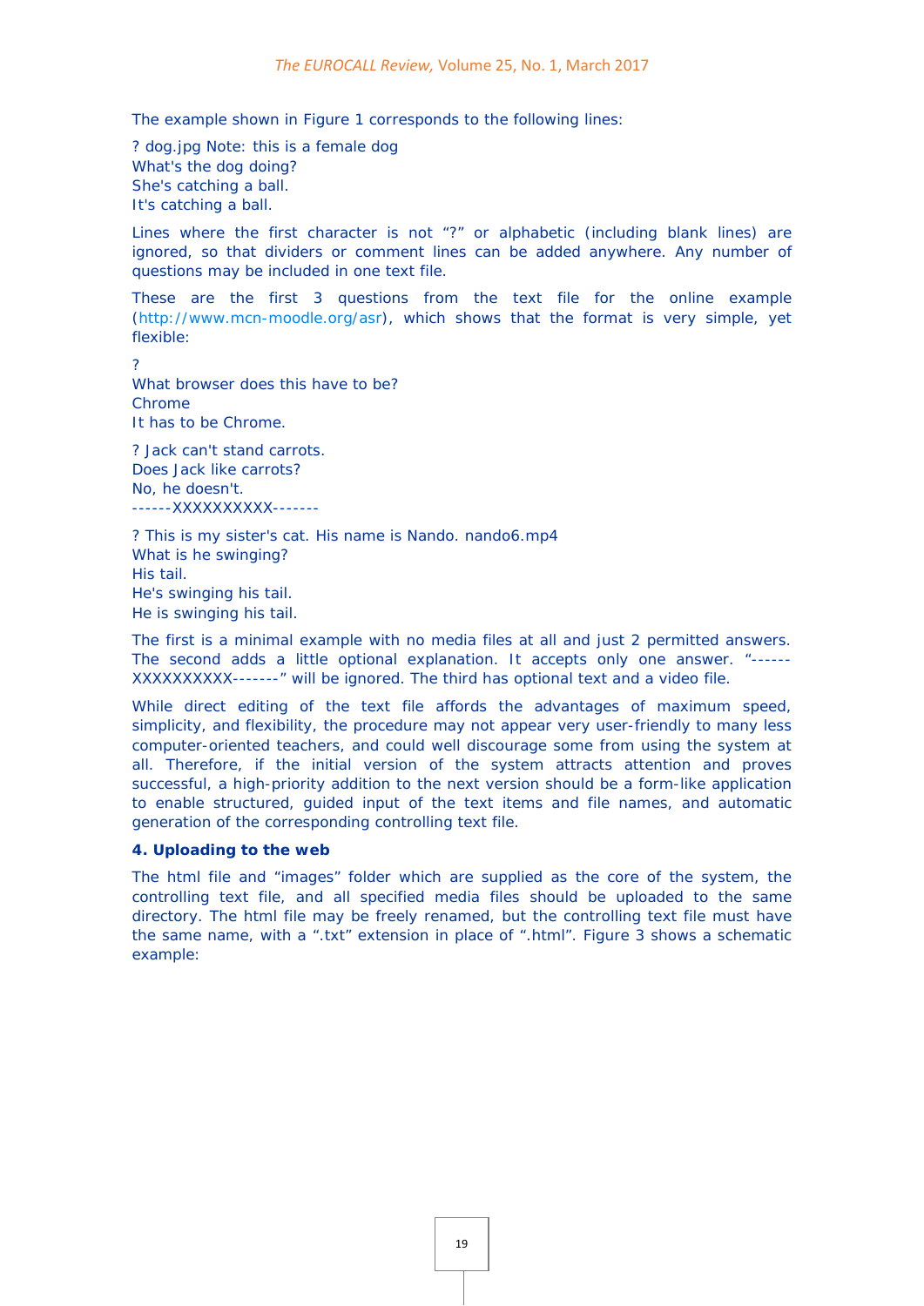The example shown in Figure 1 corresponds to the following lines:

```
? dog.jpg Note: this is a female dog
What's the dog doing?
She's catching a ball.
It's catching a ball.
```

Lines where the first character is not "?" or alphabetic (including blank lines) are ignored, so that dividers or comment lines can be added anywhere. Any number of questions may be included in one text file.

These are the first 3 questions from the text file for the online example (http://www.mcn-moodle.org/asr), which shows that the format is very simple, yet flexible:

```
?
What browser does this have to be?
Chrome
It has to be Chrome.

? Jack can't stand carrots.
Does Jack like carrots?
No, he doesn't.
------XXXXXXXXXX-------

? This is my sister's cat. His name is Nando. nando6.mp4
What is he swinging?
His tail.
He's swinging his tail.
He is swinging his tail.
```

The first is a minimal example with no media files at all and just 2 permitted answers. The second adds a little optional explanation. It accepts only one answer. "------XXXXXXXXXX-------" will be ignored. The third has optional text and a video file.

While direct editing of the text file affords the advantages of maximum speed, simplicity, and flexibility, the procedure may not appear very user-friendly to many less computer-oriented teachers, and could well discourage some from using the system at all. Therefore, if the initial version of the system attracts attention and proves successful, a high-priority addition to the next version should be a form-like application to enable structured, guided input of the text items and file names, and automatic generation of the corresponding controlling text file.

### 4. Uploading to the web

The html file and "images" folder which are supplied as the core of the system, the controlling text file, and all specified media files should be uploaded to the same directory. The html file may be freely renamed, but the controlling text file must have the same name, with a ".txt" extension in place of ".html". Figure 3 shows a schematic example: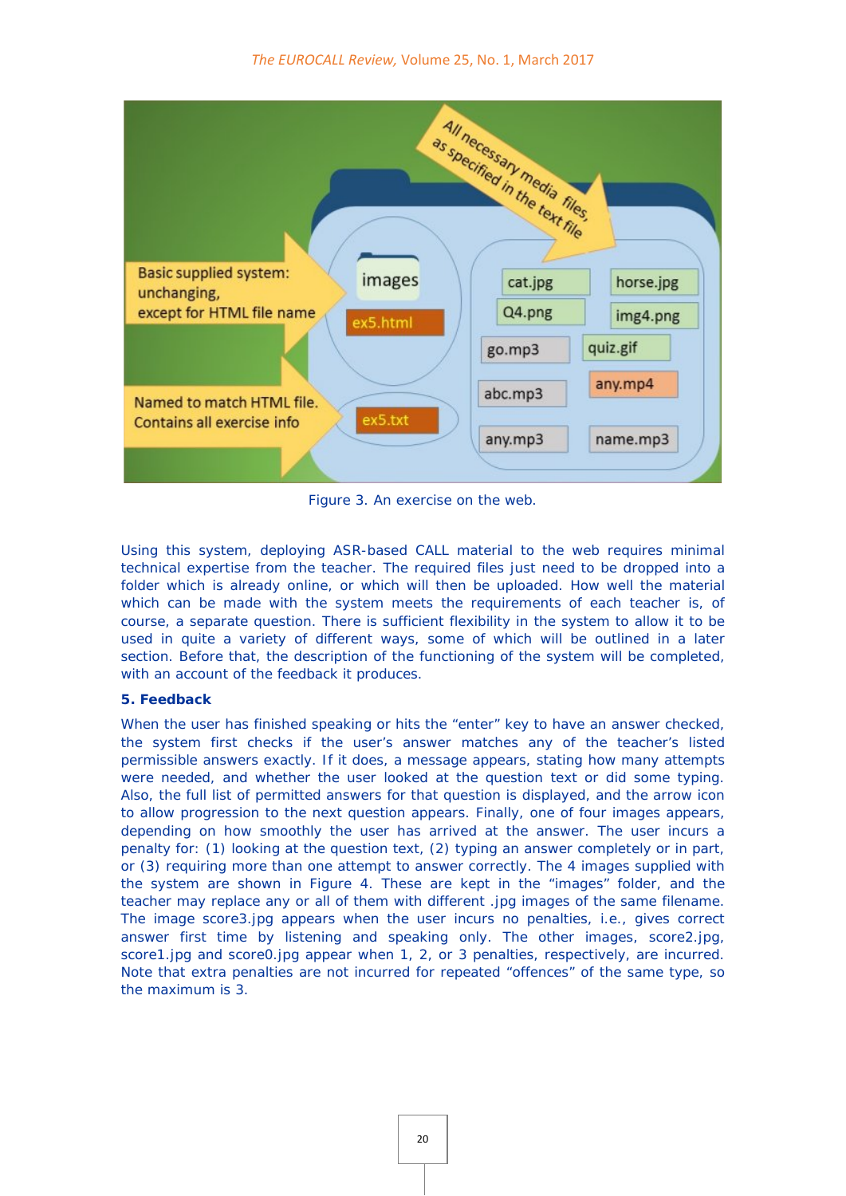Figure 3. An exercise on the web.

Using this system, deploying ASR-based CALL material to the web requires minimal technical expertise from the teacher. The required files just need to be dropped into a folder which is already online, or which will then be uploaded. How well the material which can be made with the system meets the requirements of each teacher is, of course, a separate question. There is sufficient flexibility in the system to allow it to be used in quite a variety of different ways, some of which will be outlined in a later section. Before that, the description of the functioning of the system will be completed, with an account of the feedback it produces.

## 5. Feedback

When the user has finished speaking or hits the "enter" key to have an answer checked, the system first checks if the user's answer matches any of the teacher's listed permissible answers exactly. If it does, a message appears, stating how many attempts were needed, and whether the user looked at the question text or did some typing. Also, the full list of permitted answers for that question is displayed, and the arrow icon to allow progression to the next question appears. Finally, one of four images appears, depending on how smoothly the user has arrived at the answer. The user incurs a penalty for: (1) looking at the question text, (2) typing an answer completely or in part, or (3) requiring more than one attempt to answer correctly. The 4 images supplied with the system are shown in Figure 4. These are kept in the "images" folder, and the teacher may replace any or all of them with different .jpg images of the same filename. The image score3.jpg appears when the user incurs no penalties, i.e., gives correct answer first time by listening and speaking only. The other images, score2.jpg, score1.jpg and score0.jpg appear when 1, 2, or 3 penalties, respectively, are incurred. Note that extra penalties are not incurred for repeated "offences" of the same type, so the maximum is 3.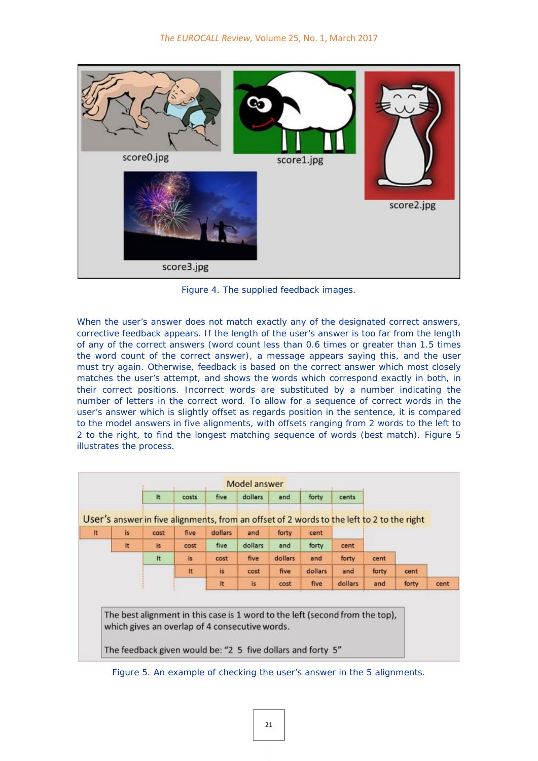Figure 4. The supplied feedback images.

When the user's answer does not match exactly any of the designated correct answers, corrective feedback appears. If the length of the user's answer is too far from the length of any of the correct answers (word count less than 0.6 times or greater than 1.5 times the word count of the correct answer), a message appears saying this, and the user must try again. Otherwise, feedback is based on the correct answer which most closely matches the user's attempt, and shows the words which correspond exactly in both, in their correct positions. Incorrect words are substituted by a number indicating the number of letters in the correct word. To allow for a sequence of correct words in the user's answer which is slightly offset as regards position in the sentence, it is compared to the model answers in five alignments, with offsets ranging from 2 words to the left to 2 to the right, to find the longest matching sequence of words (best match). Figure 5 illustrates the process.

Figure 5. An example of checking the user's answer in the 5 alignments.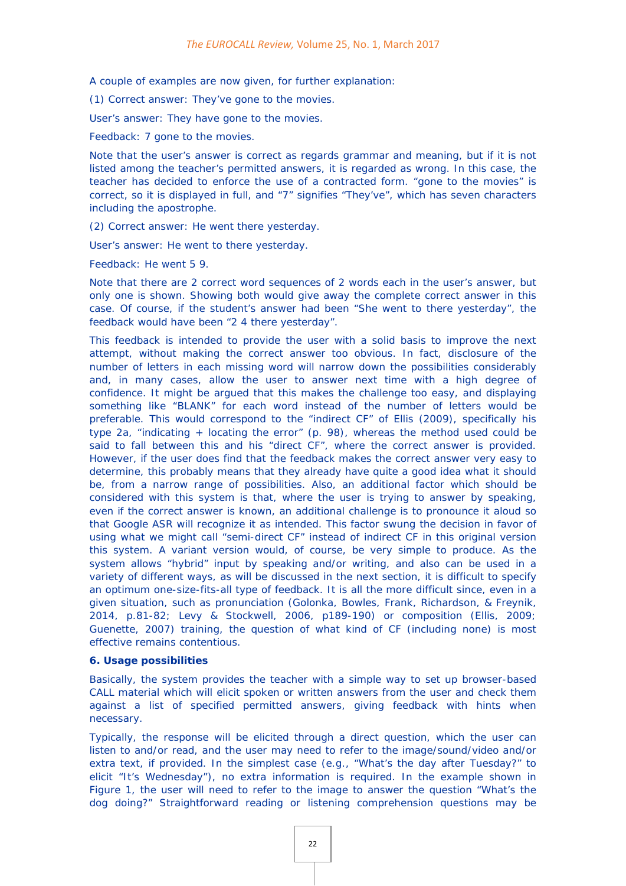A couple of examples are now given, for further explanation:

(1) Correct answer: They've gone to the movies.

User's answer: They have gone to the movies.

Feedback: 7 gone to the movies.

Note that the user's answer is correct as regards grammar and meaning, but if it is not listed among the teacher's permitted answers, it is regarded as wrong. In this case, the teacher has decided to enforce the use of a contracted form. "gone to the movies" is correct, so it is displayed in full, and "7" signifies "They've", which has seven characters including the apostrophe.

(2) Correct answer: He went there yesterday.

User's answer: He went to there yesterday.

Feedback: He went 5 9.

Note that there are 2 correct word sequences of 2 words each in the user's answer, but only one is shown. Showing both would give away the complete correct answer in this case. Of course, if the student's answer had been "She went to there yesterday", the feedback would have been "2 4 there yesterday".

This feedback is intended to provide the user with a solid basis to improve the next attempt, without making the correct answer too obvious. In fact, disclosure of the number of letters in each missing word will narrow down the possibilities considerably and, in many cases, allow the user to answer next time with a high degree of confidence. It might be argued that this makes the challenge too easy, and displaying something like "BLANK" for each word instead of the number of letters would be preferable. This would correspond to the "indirect CF" of Ellis (2009), specifically his type 2a, "indicating + locating the error" (p. 98), whereas the method used could be said to fall between this and his "direct CF", where the correct answer is provided. However, if the user does find that the feedback makes the correct answer very easy to determine, this probably means that they already have quite a good idea what it should be, from a narrow range of possibilities. Also, an additional factor which should be considered with this system is that, where the user is trying to answer by speaking, even if the correct answer is known, an additional challenge is to pronounce it aloud so that Google ASR will recognize it as intended. This factor swung the decision in favor of using what we might call "semi-direct CF" instead of indirect CF in this original version this system. A variant version would, of course, be very simple to produce. As the system allows "hybrid" input by speaking and/or writing, and also can be used in a variety of different ways, as will be discussed in the next section, it is difficult to specify an optimum one-size-fits-all type of feedback. It is all the more difficult since, even in a given situation, such as pronunciation (Golonka, Bowles, Frank, Richardson, & Freynik, 2014, p.81-82; Levy & Stockwell, 2006, p189-190) or composition (Ellis, 2009; Guenette, 2007) training, the question of what kind of CF (including none) is most effective remains contentious.

## 6. Usage possibilities

Basically, the system provides the teacher with a simple way to set up browser-based CALL material which will elicit spoken or written answers from the user and check them against a list of specified permitted answers, giving feedback with hints when necessary.

Typically, the response will be elicited through a direct question, which the user can listen to and/or read, and the user may need to refer to the image/sound/video and/or extra text, if provided. In the simplest case (e.g., "What's the day after Tuesday?" to elicit "It's Wednesday"), no extra information is required. In the example shown in Figure 1, the user will need to refer to the image to answer the question "What's the dog doing?" Straightforward reading or listening comprehension questions may be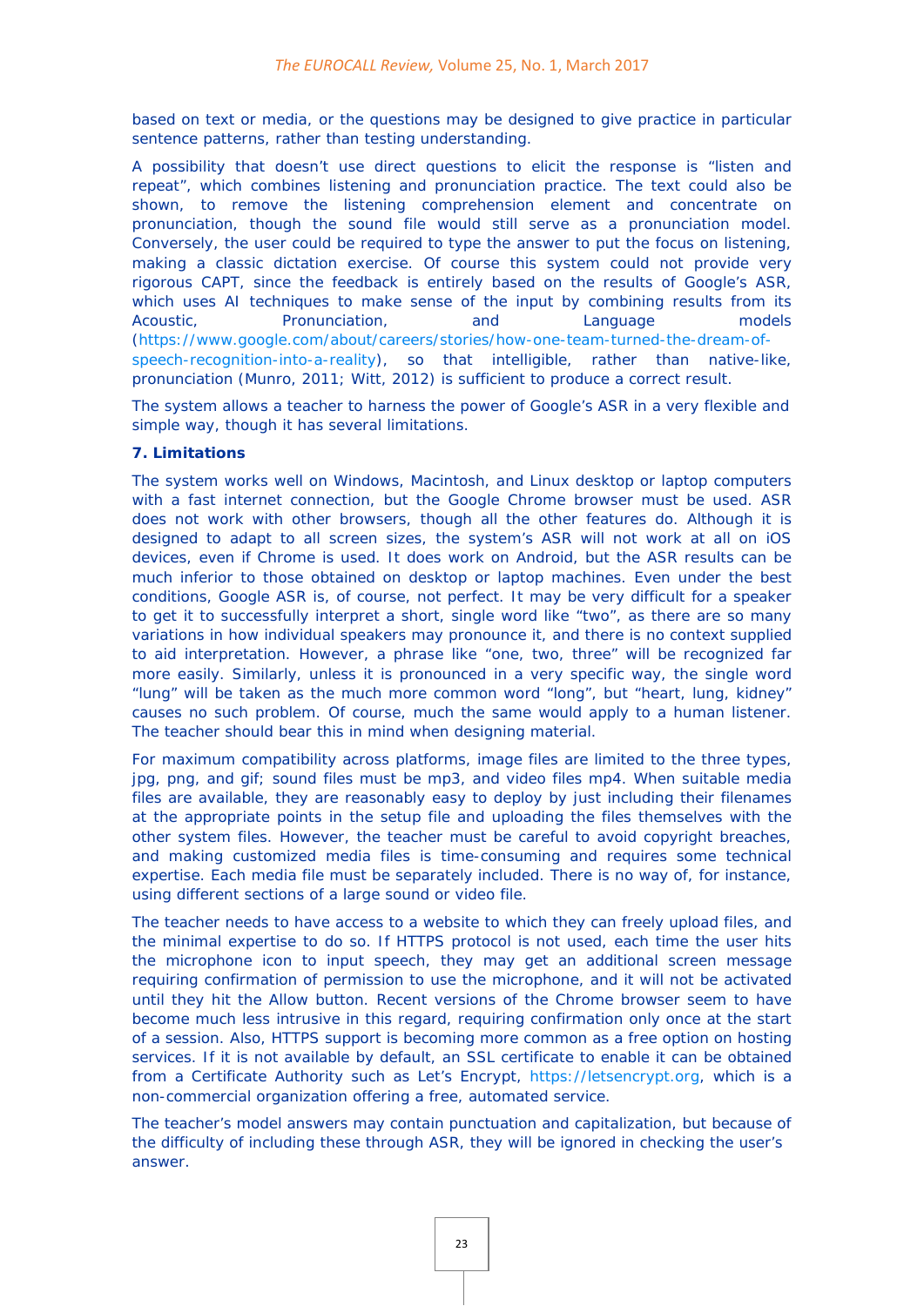based on text or media, or the questions may be designed to give practice in particular sentence patterns, rather than testing understanding.

A possibility that doesn't use direct questions to elicit the response is "listen and repeat", which combines listening and pronunciation practice. The text could also be shown, to remove the listening comprehension element and concentrate on pronunciation, though the sound file would still serve as a pronunciation model. Conversely, the user could be required to type the answer to put the focus on listening, making a classic dictation exercise. Of course this system could not provide very rigorous CAPT, since the feedback is entirely based on the results of Google's ASR, which uses AI techniques to make sense of the input by combining results from its Acoustic, Pronunciation, and Language models (https://www.google.com/about/careers/stories/how-one-team-turned-the-dream-of-speech-recognition-into-a-reality), so that intelligible, rather than native-like, pronunciation (Munro, 2011; Witt, 2012) is sufficient to produce a correct result.

The system allows a teacher to harness the power of Google's ASR in a very flexible and simple way, though it has several limitations.

**7. Limitations**

The system works well on Windows, Macintosh, and Linux desktop or laptop computers with a fast internet connection, but the Google Chrome browser must be used. ASR does not work with other browsers, though all the other features do. Although it is designed to adapt to all screen sizes, the system's ASR will not work at all on iOS devices, even if Chrome is used. It does work on Android, but the ASR results can be much inferior to those obtained on desktop or laptop machines. Even under the best conditions, Google ASR is, of course, not perfect. It may be very difficult for a speaker to get it to successfully interpret a short, single word like "two", as there are so many variations in how individual speakers may pronounce it, and there is no context supplied to aid interpretation. However, a phrase like "one, two, three" will be recognized far more easily. Similarly, unless it is pronounced in a very specific way, the single word "lung" will be taken as the much more common word "long", but "heart, lung, kidney" causes no such problem. Of course, much the same would apply to a human listener. The teacher should bear this in mind when designing material.

For maximum compatibility across platforms, image files are limited to the three types, jpg, png, and gif; sound files must be mp3, and video files mp4. When suitable media files are available, they are reasonably easy to deploy by just including their filenames at the appropriate points in the setup file and uploading the files themselves with the other system files. However, the teacher must be careful to avoid copyright breaches, and making customized media files is time-consuming and requires some technical expertise. Each media file must be separately included. There is no way of, for instance, using different sections of a large sound or video file.

The teacher needs to have access to a website to which they can freely upload files, and the minimal expertise to do so. If HTTPS protocol is not used, each time the user hits the microphone icon to input speech, they may get an additional screen message requiring confirmation of permission to use the microphone, and it will not be activated until they hit the Allow button. Recent versions of the Chrome browser seem to have become much less intrusive in this regard, requiring confirmation only once at the start of a session. Also, HTTPS support is becoming more common as a free option on hosting services. If it is not available by default, an SSL certificate to enable it can be obtained from a Certificate Authority such as Let's Encrypt, https://letsencrypt.org, which is a non-commercial organization offering a free, automated service.

The teacher's model answers may contain punctuation and capitalization, but because of the difficulty of including these through ASR, they will be ignored in checking the user's answer.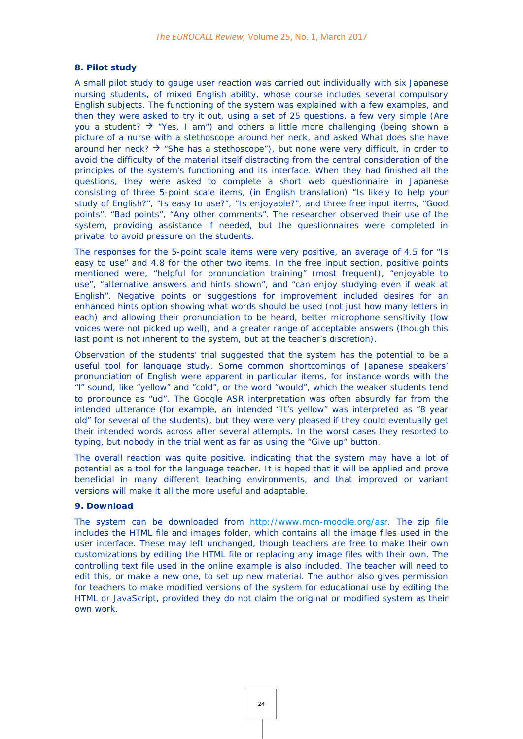### 8. Pilot study

A small pilot study to gauge user reaction was carried out individually with six Japanese nursing students, of mixed English ability, whose course includes several compulsory English subjects. The functioning of the system was explained with a few examples, and then they were asked to try it out, using a set of 25 questions, a few very simple (Are you a student? → "Yes, I am") and others a little more challenging (being shown a picture of a nurse with a stethoscope around her neck, and asked What does she have around her neck? → "She has a stethoscope"), but none were very difficult, in order to avoid the difficulty of the material itself distracting from the central consideration of the principles of the system's functioning and its interface. When they had finished all the questions, they were asked to complete a short web questionnaire in Japanese consisting of three 5-point scale items, (in English translation) "Is likely to help your study of English?", "Is easy to use?", "Is enjoyable?", and three free input items, "Good points", "Bad points", "Any other comments". The researcher observed their use of the system, providing assistance if needed, but the questionnaires were completed in private, to avoid pressure on the students.

The responses for the 5-point scale items were very positive, an average of 4.5 for "Is easy to use" and 4.8 for the other two items. In the free input section, positive points mentioned were, "helpful for pronunciation training" (most frequent), "enjoyable to use", "alternative answers and hints shown", and "can enjoy studying even if weak at English". Negative points or suggestions for improvement included desires for an enhanced hints option showing what words should be used (not just how many letters in each) and allowing their pronunciation to be heard, better microphone sensitivity (low voices were not picked up well), and a greater range of acceptable answers (though this last point is not inherent to the system, but at the teacher's discretion).

Observation of the students' trial suggested that the system has the potential to be a useful tool for language study. Some common shortcomings of Japanese speakers' pronunciation of English were apparent in particular items, for instance words with the "l" sound, like "yellow" and "cold", or the word "would", which the weaker students tend to pronounce as "ud". The Google ASR interpretation was often absurdly far from the intended utterance (for example, an intended "It's yellow" was interpreted as "8 year old" for several of the students), but they were very pleased if they could eventually get their intended words across after several attempts. In the worst cases they resorted to typing, but nobody in the trial went as far as using the "Give up" button.

The overall reaction was quite positive, indicating that the system may have a lot of potential as a tool for the language teacher. It is hoped that it will be applied and prove beneficial in many different teaching environments, and that improved or variant versions will make it all the more useful and adaptable.

### 9. Download

The system can be downloaded from http://www.mcn-moodle.org/asr. The zip file includes the HTML file and images folder, which contains all the image files used in the user interface. These may left unchanged, though teachers are free to make their own customizations by editing the HTML file or replacing any image files with their own. The controlling text file used in the online example is also included. The teacher will need to edit this, or make a new one, to set up new material. The author also gives permission for teachers to make modified versions of the system for educational use by editing the HTML or JavaScript, provided they do not claim the original or modified system as their own work.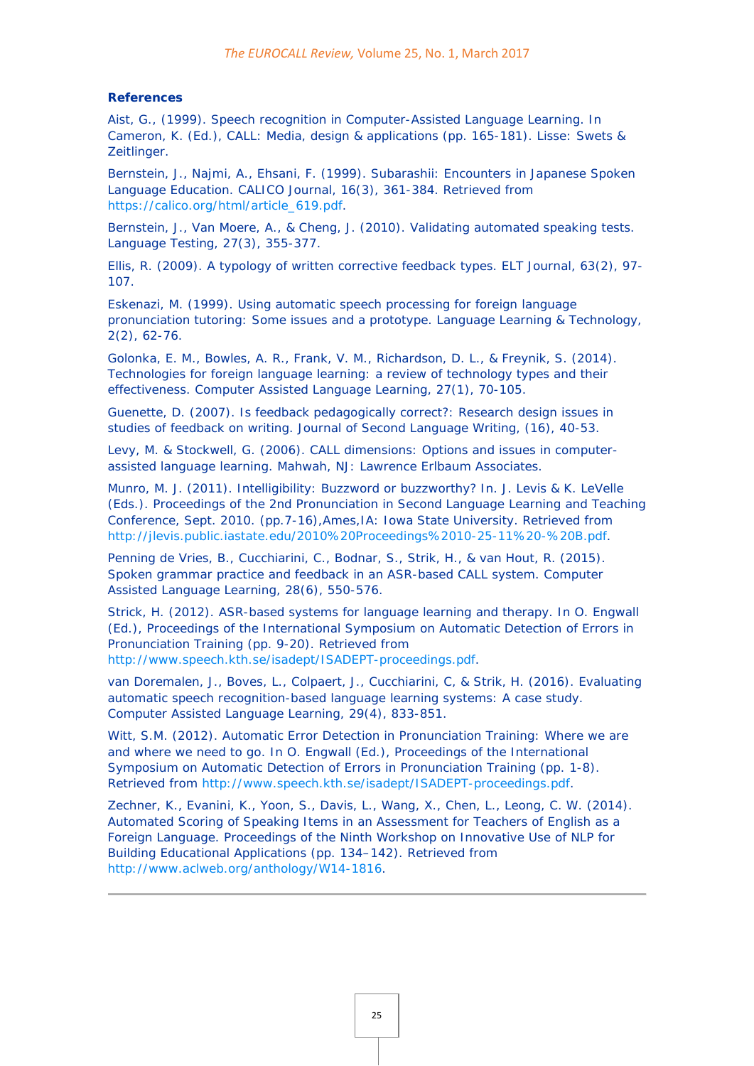**References**

Aist, G., (1999). Speech recognition in Computer-Assisted Language Learning. In Cameron, K. (Ed.), CALL: Media, design & applications (pp. 165-181). Lisse: Swets & Zeitlinger.

Bernstein, J., Najmi, A., Ehsani, F. (1999). Subarashii: Encounters in Japanese Spoken Language Education. CALICO Journal, 16(3), 361-384. Retrieved from https://calico.org/html/article_619.pdf.

Bernstein, J., Van Moere, A., & Cheng, J. (2010). Validating automated speaking tests. Language Testing, 27(3), 355-377.

Ellis, R. (2009). A typology of written corrective feedback types. ELT Journal, 63(2), 97-107.

Eskenazi, M. (1999). Using automatic speech processing for foreign language pronunciation tutoring: Some issues and a prototype. Language Learning & Technology, 2(2), 62-76.

Golonka, E. M., Bowles, A. R., Frank, V. M., Richardson, D. L., & Freynik, S. (2014). Technologies for foreign language learning: a review of technology types and their effectiveness. Computer Assisted Language Learning, 27(1), 70-105.

Guenette, D. (2007). Is feedback pedagogically correct?: Research design issues in studies of feedback on writing. Journal of Second Language Writing, (16), 40-53.

Levy, M. & Stockwell, G. (2006). CALL dimensions: Options and issues in computer-assisted language learning. Mahwah, NJ: Lawrence Erlbaum Associates.

Munro, M. J. (2011). Intelligibility: Buzzword or buzzworthy? In. J. Levis & K. LeVelle (Eds.). Proceedings of the 2nd Pronunciation in Second Language Learning and Teaching Conference, Sept. 2010. (pp.7-16),Ames,IA: Iowa State University. Retrieved from http://jlevis.public.iastate.edu/2010%20Proceedings%2010-25-11%20-%20B.pdf.

Penning de Vries, B., Cucchiarini, C., Bodnar, S., Strik, H., & van Hout, R. (2015). Spoken grammar practice and feedback in an ASR-based CALL system. Computer Assisted Language Learning, 28(6), 550-576.

Strick, H. (2012). ASR-based systems for language learning and therapy. In O. Engwall (Ed.), Proceedings of the International Symposium on Automatic Detection of Errors in Pronunciation Training (pp. 9-20). Retrieved from http://www.speech.kth.se/isadept/ISADEPT-proceedings.pdf.

van Doremalen, J., Boves, L., Colpaert, J., Cucchiarini, C, & Strik, H. (2016). Evaluating automatic speech recognition-based language learning systems: A case study. Computer Assisted Language Learning, 29(4), 833-851.

Witt, S.M. (2012). Automatic Error Detection in Pronunciation Training: Where we are and where we need to go. In O. Engwall (Ed.), Proceedings of the International Symposium on Automatic Detection of Errors in Pronunciation Training (pp. 1-8). Retrieved from http://www.speech.kth.se/isadept/ISADEPT-proceedings.pdf.

Zechner, K., Evanini, K., Yoon, S., Davis, L., Wang, X., Chen, L., Leong, C. W. (2014). Automated Scoring of Speaking Items in an Assessment for Teachers of English as a Foreign Language. Proceedings of the Ninth Workshop on Innovative Use of NLP for Building Educational Applications (pp. 134–142). Retrieved from http://www.aclweb.org/anthology/W14-1816.